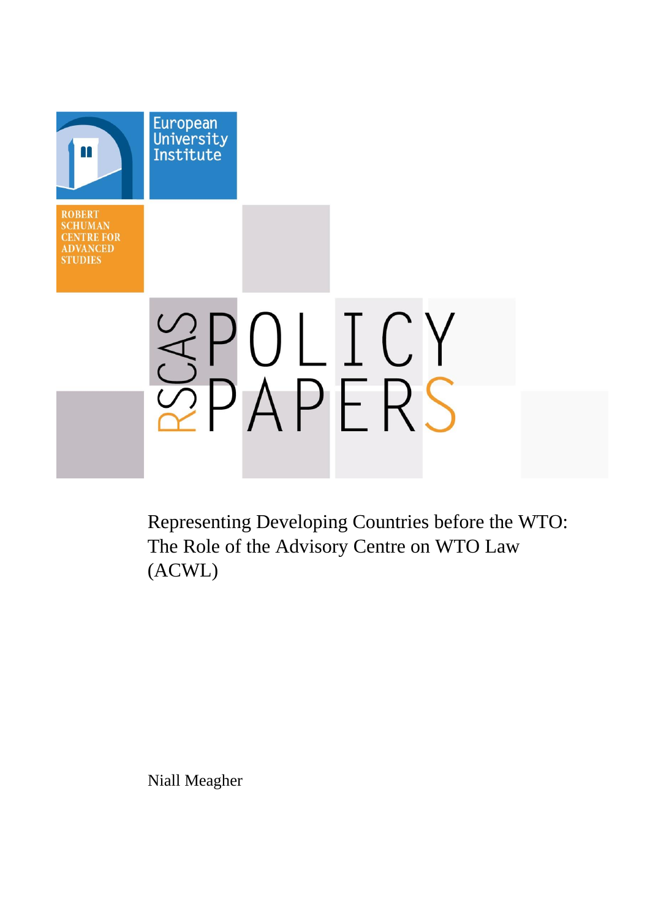European University Institute

ROBERT SCHUMAN CENTRE FOR ADVANCED STUDIES

RSCAS POLICY PAPERS

# Representing Developing Countries before the WTO: The Role of the Advisory Centre on WTO Law (ACWL)

Niall Meagher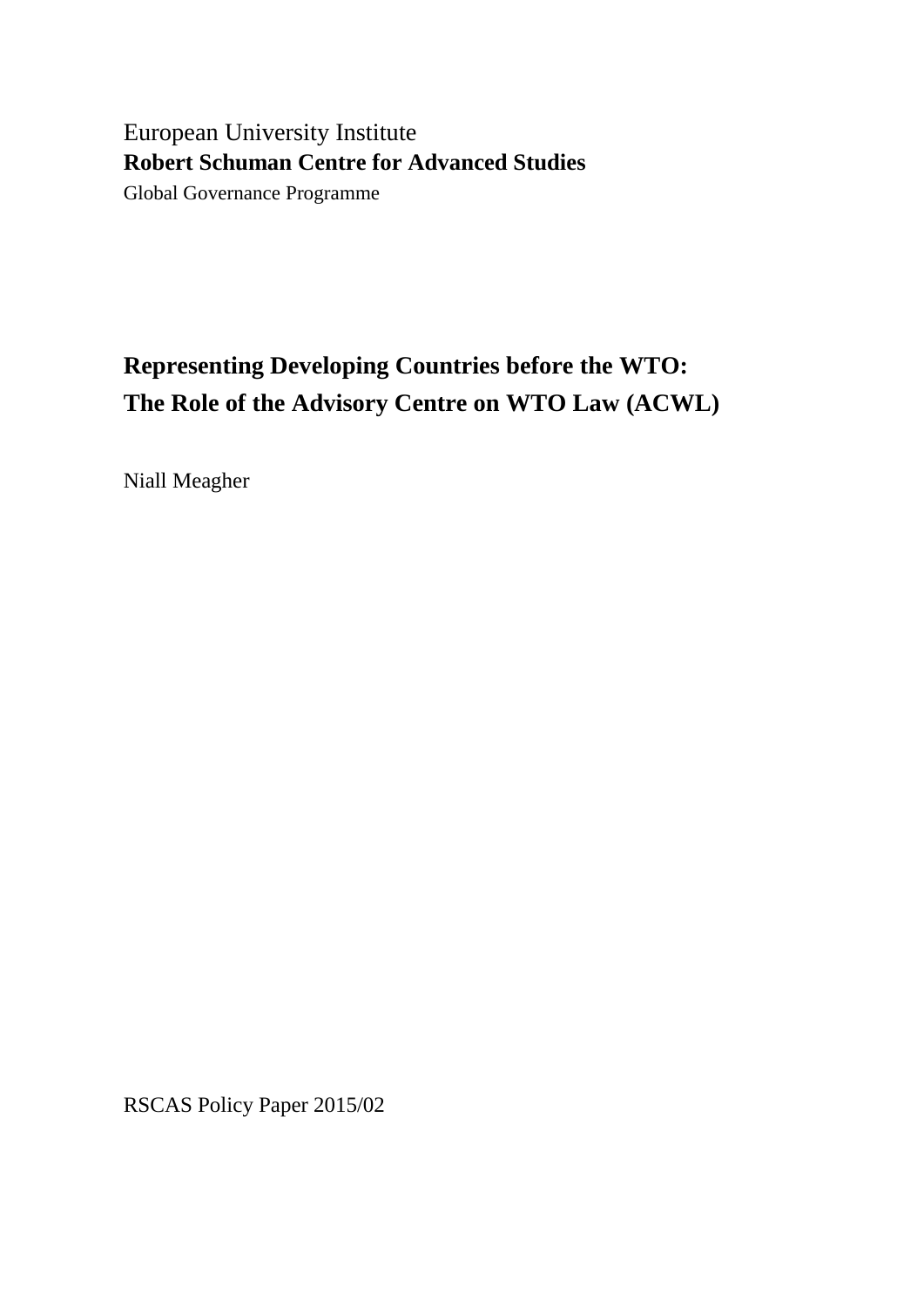European University Institute

**Robert Schuman Centre for Advanced Studies**

Global Governance Programme

# Representing Developing Countries before the WTO: The Role of the Advisory Centre on WTO Law (ACWL)

Niall Meagher

RSCAS Policy Paper 2015/02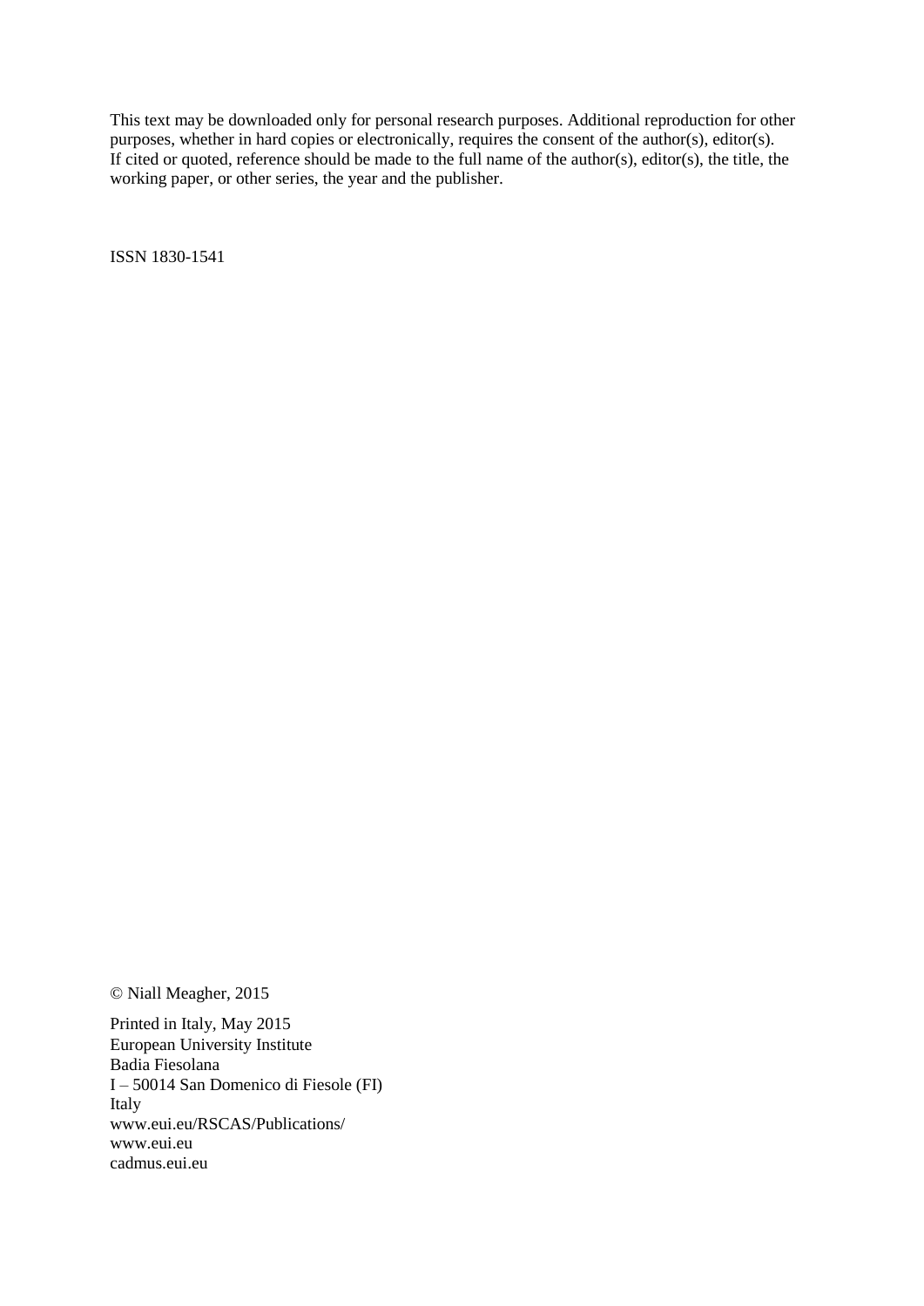This text may be downloaded only for personal research purposes. Additional reproduction for other purposes, whether in hard copies or electronically, requires the consent of the author(s), editor(s). If cited or quoted, reference should be made to the full name of the author(s), editor(s), the title, the working paper, or other series, the year and the publisher.

ISSN 1830-1541

© Niall Meagher, 2015

Printed in Italy, May 2015
European University Institute
Badia Fiesolana
I – 50014 San Domenico di Fiesole (FI)
Italy
www.eui.eu/RSCAS/Publications/
www.eui.eu
cadmus.eui.eu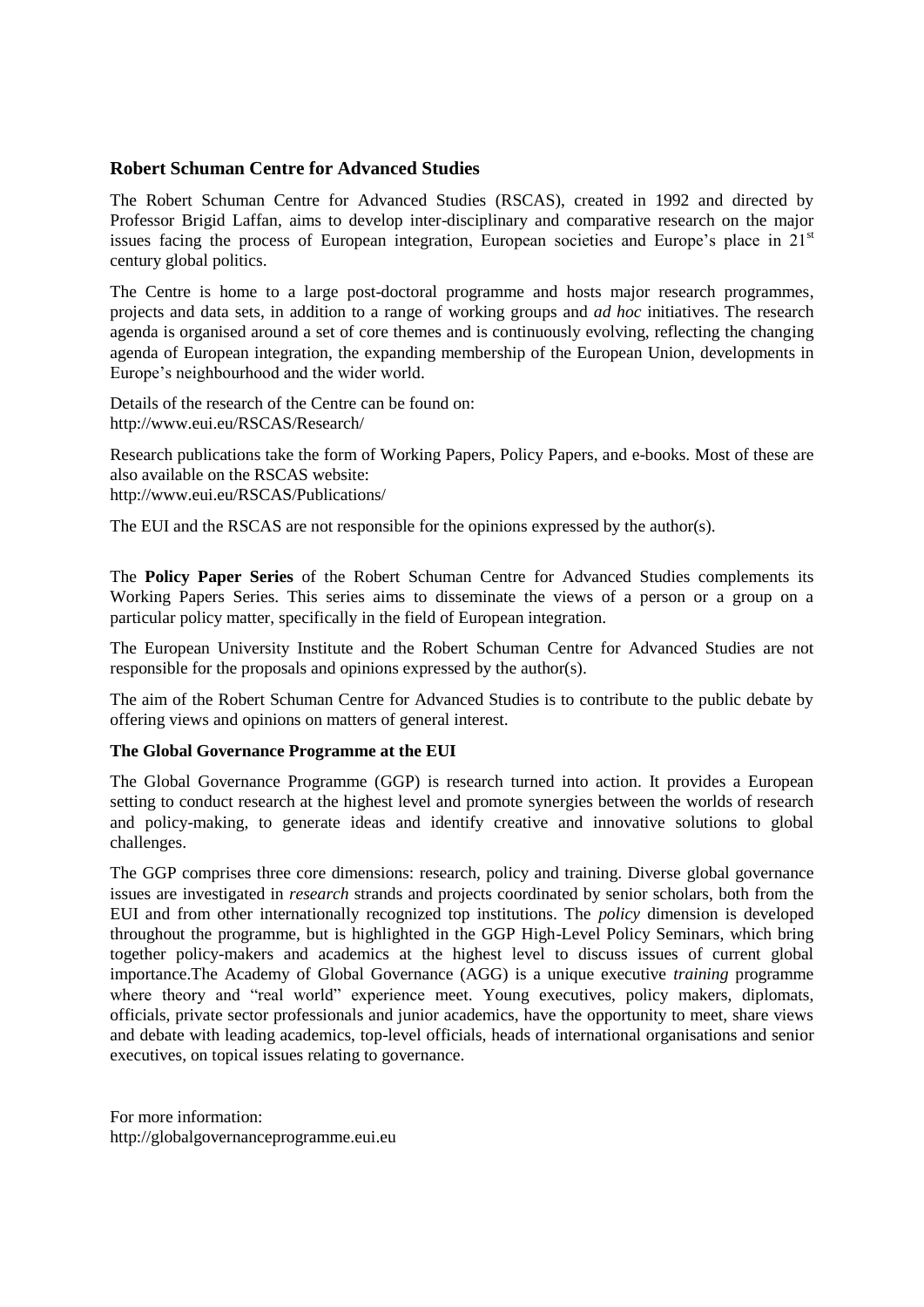## Robert Schuman Centre for Advanced Studies

The Robert Schuman Centre for Advanced Studies (RSCAS), created in 1992 and directed by Professor Brigid Laffan, aims to develop inter-disciplinary and comparative research on the major issues facing the process of European integration, European societies and Europe's place in 21st century global politics.

The Centre is home to a large post-doctoral programme and hosts major research programmes, projects and data sets, in addition to a range of working groups and *ad hoc* initiatives. The research agenda is organised around a set of core themes and is continuously evolving, reflecting the changing agenda of European integration, the expanding membership of the European Union, developments in Europe's neighbourhood and the wider world.

Details of the research of the Centre can be found on:
http://www.eui.eu/RSCAS/Research/

Research publications take the form of Working Papers, Policy Papers, and e-books. Most of these are also available on the RSCAS website:
http://www.eui.eu/RSCAS/Publications/

The EUI and the RSCAS are not responsible for the opinions expressed by the author(s).

The **Policy Paper Series** of the Robert Schuman Centre for Advanced Studies complements its Working Papers Series. This series aims to disseminate the views of a person or a group on a particular policy matter, specifically in the field of European integration.

The European University Institute and the Robert Schuman Centre for Advanced Studies are not responsible for the proposals and opinions expressed by the author(s).

The aim of the Robert Schuman Centre for Advanced Studies is to contribute to the public debate by offering views and opinions on matters of general interest.

**The Global Governance Programme at the EUI**

The Global Governance Programme (GGP) is research turned into action. It provides a European setting to conduct research at the highest level and promote synergies between the worlds of research and policy-making, to generate ideas and identify creative and innovative solutions to global challenges.

The GGP comprises three core dimensions: research, policy and training. Diverse global governance issues are investigated in *research* strands and projects coordinated by senior scholars, both from the EUI and from other internationally recognized top institutions. The *policy* dimension is developed throughout the programme, but is highlighted in the GGP High-Level Policy Seminars, which bring together policy-makers and academics at the highest level to discuss issues of current global importance.The Academy of Global Governance (AGG) is a unique executive *training* programme where theory and "real world" experience meet. Young executives, policy makers, diplomats, officials, private sector professionals and junior academics, have the opportunity to meet, share views and debate with leading academics, top-level officials, heads of international organisations and senior executives, on topical issues relating to governance.

For more information:
http://globalgovernanceprogramme.eui.eu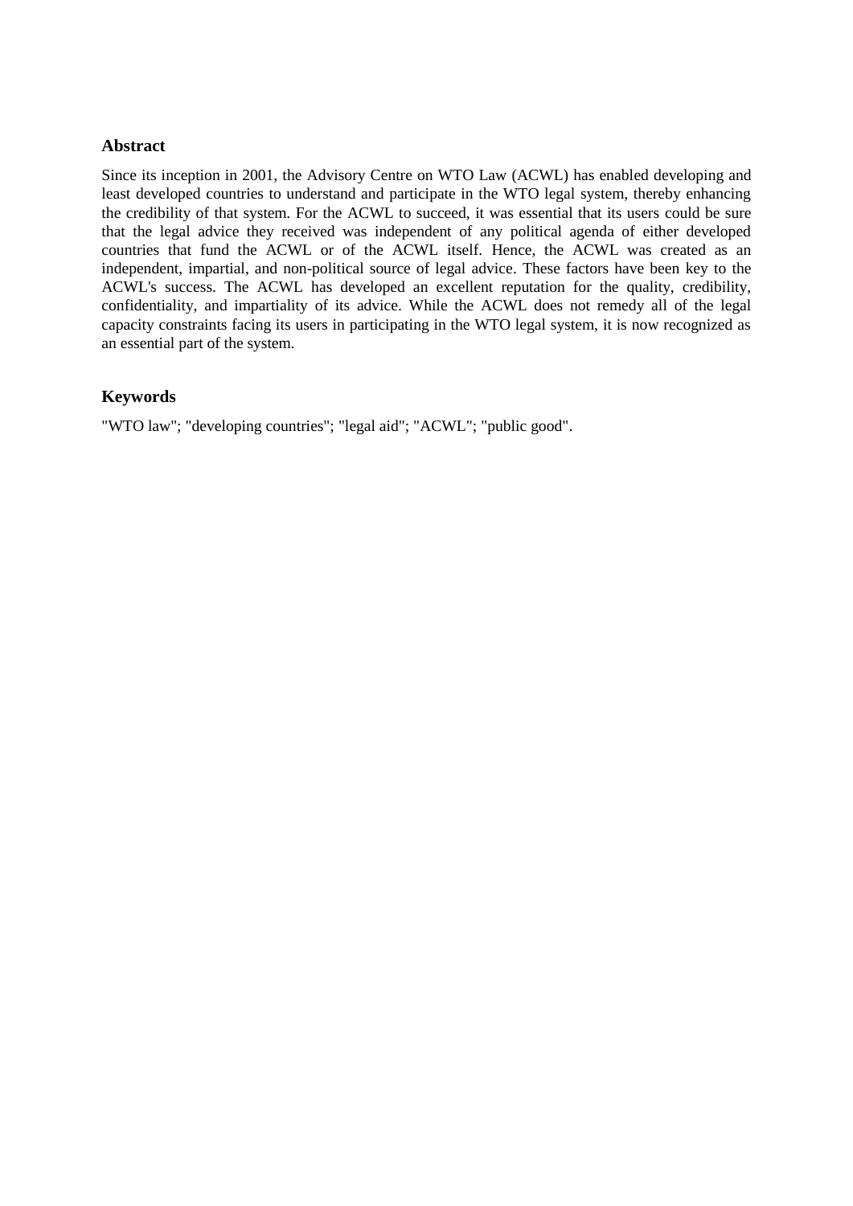## Abstract

Since its inception in 2001, the Advisory Centre on WTO Law (ACWL) has enabled developing and least developed countries to understand and participate in the WTO legal system, thereby enhancing the credibility of that system. For the ACWL to succeed, it was essential that its users could be sure that the legal advice they received was independent of any political agenda of either developed countries that fund the ACWL or of the ACWL itself. Hence, the ACWL was created as an independent, impartial, and non-political source of legal advice. These factors have been key to the ACWL's success. The ACWL has developed an excellent reputation for the quality, credibility, confidentiality, and impartiality of its advice. While the ACWL does not remedy all of the legal capacity constraints facing its users in participating in the WTO legal system, it is now recognized as an essential part of the system.

## Keywords

"WTO law"; "developing countries"; "legal aid"; "ACWL"; "public good".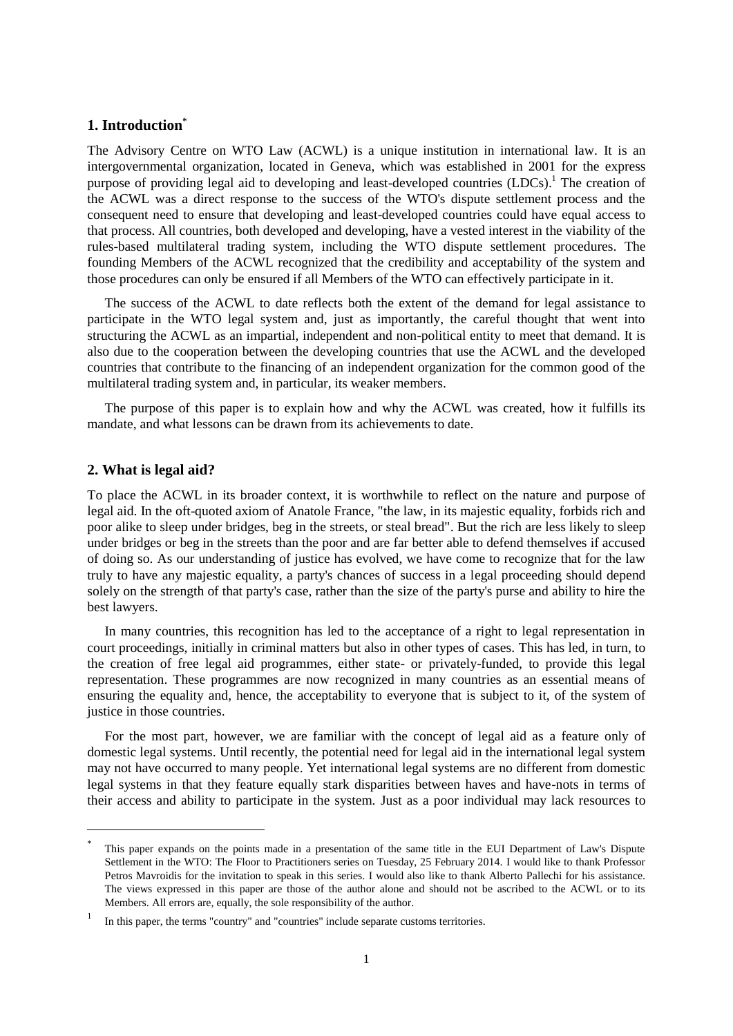## 1. Introduction[*]

The Advisory Centre on WTO Law (ACWL) is a unique institution in international law. It is an intergovernmental organization, located in Geneva, which was established in 2001 for the express purpose of providing legal aid to developing and least-developed countries (LDCs).[1] The creation of the ACWL was a direct response to the success of the WTO's dispute settlement process and the consequent need to ensure that developing and least-developed countries could have equal access to that process. All countries, both developed and developing, have a vested interest in the viability of the rules-based multilateral trading system, including the WTO dispute settlement procedures. The founding Members of the ACWL recognized that the credibility and acceptability of the system and those procedures can only be ensured if all Members of the WTO can effectively participate in it.

The success of the ACWL to date reflects both the extent of the demand for legal assistance to participate in the WTO legal system and, just as importantly, the careful thought that went into structuring the ACWL as an impartial, independent and non-political entity to meet that demand. It is also due to the cooperation between the developing countries that use the ACWL and the developed countries that contribute to the financing of an independent organization for the common good of the multilateral trading system and, in particular, its weaker members.

The purpose of this paper is to explain how and why the ACWL was created, how it fulfills its mandate, and what lessons can be drawn from its achievements to date.

## 2. What is legal aid?

To place the ACWL in its broader context, it is worthwhile to reflect on the nature and purpose of legal aid. In the oft-quoted axiom of Anatole France, "the law, in its majestic equality, forbids rich and poor alike to sleep under bridges, beg in the streets, or steal bread". But the rich are less likely to sleep under bridges or beg in the streets than the poor and are far better able to defend themselves if accused of doing so. As our understanding of justice has evolved, we have come to recognize that for the law truly to have any majestic equality, a party's chances of success in a legal proceeding should depend solely on the strength of that party's case, rather than the size of the party's purse and ability to hire the best lawyers.

In many countries, this recognition has led to the acceptance of a right to legal representation in court proceedings, initially in criminal matters but also in other types of cases. This has led, in turn, to the creation of free legal aid programmes, either state- or privately-funded, to provide this legal representation. These programmes are now recognized in many countries as an essential means of ensuring the equality and, hence, the acceptability to everyone that is subject to it, of the system of justice in those countries.

For the most part, however, we are familiar with the concept of legal aid as a feature only of domestic legal systems. Until recently, the potential need for legal aid in the international legal system may not have occurred to many people. Yet international legal systems are no different from domestic legal systems in that they feature equally stark disparities between haves and have-nots in terms of their access and ability to participate in the system. Just as a poor individual may lack resources to

---

[*] This paper expands on the points made in a presentation of the same title in the EUI Department of Law's Dispute Settlement in the WTO: The Floor to Practitioners series on Tuesday, 25 February 2014. I would like to thank Professor Petros Mavroidis for the invitation to speak in this series. I would also like to thank Alberto Pallechi for his assistance. The views expressed in this paper are those of the author alone and should not be ascribed to the ACWL or to its Members. All errors are, equally, the sole responsibility of the author.

[1] In this paper, the terms "country" and "countries" include separate customs territories.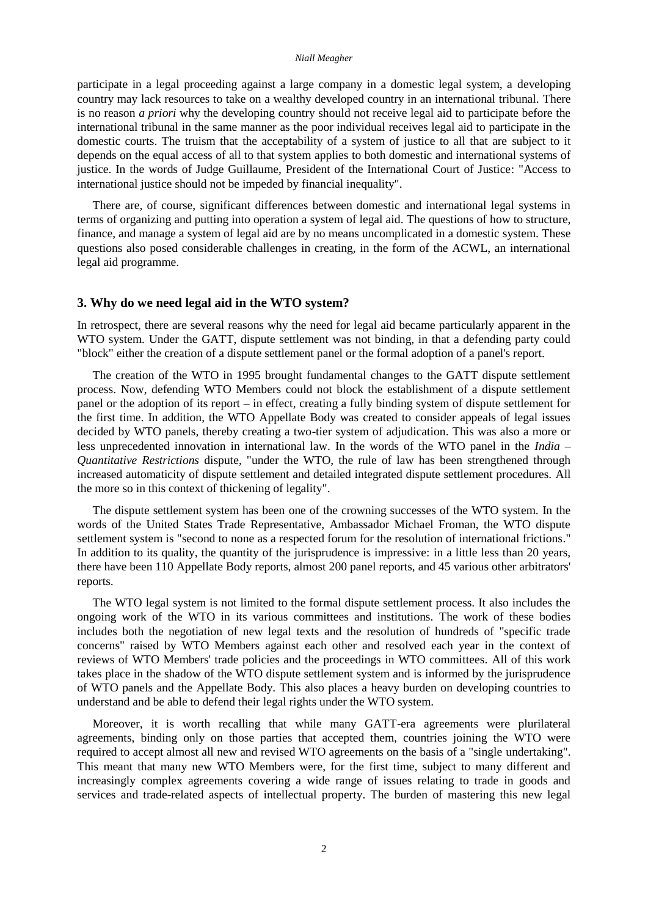participate in a legal proceeding against a large company in a domestic legal system, a developing country may lack resources to take on a wealthy developed country in an international tribunal. There is no reason *a priori* why the developing country should not receive legal aid to participate before the international tribunal in the same manner as the poor individual receives legal aid to participate in the domestic courts. The truism that the acceptability of a system of justice to all that are subject to it depends on the equal access of all to that system applies to both domestic and international systems of justice. In the words of Judge Guillaume, President of the International Court of Justice: "Access to international justice should not be impeded by financial inequality".

There are, of course, significant differences between domestic and international legal systems in terms of organizing and putting into operation a system of legal aid. The questions of how to structure, finance, and manage a system of legal aid are by no means uncomplicated in a domestic system. These questions also posed considerable challenges in creating, in the form of the ACWL, an international legal aid programme.

## 3. Why do we need legal aid in the WTO system?

In retrospect, there are several reasons why the need for legal aid became particularly apparent in the WTO system. Under the GATT, dispute settlement was not binding, in that a defending party could "block" either the creation of a dispute settlement panel or the formal adoption of a panel's report.

The creation of the WTO in 1995 brought fundamental changes to the GATT dispute settlement process. Now, defending WTO Members could not block the establishment of a dispute settlement panel or the adoption of its report – in effect, creating a fully binding system of dispute settlement for the first time. In addition, the WTO Appellate Body was created to consider appeals of legal issues decided by WTO panels, thereby creating a two-tier system of adjudication. This was also a more or less unprecedented innovation in international law. In the words of the WTO panel in the *India – Quantitative Restrictions* dispute, "under the WTO, the rule of law has been strengthened through increased automaticity of dispute settlement and detailed integrated dispute settlement procedures. All the more so in this context of thickening of legality".

The dispute settlement system has been one of the crowning successes of the WTO system. In the words of the United States Trade Representative, Ambassador Michael Froman, the WTO dispute settlement system is "second to none as a respected forum for the resolution of international frictions." In addition to its quality, the quantity of the jurisprudence is impressive: in a little less than 20 years, there have been 110 Appellate Body reports, almost 200 panel reports, and 45 various other arbitrators' reports.

The WTO legal system is not limited to the formal dispute settlement process. It also includes the ongoing work of the WTO in its various committees and institutions. The work of these bodies includes both the negotiation of new legal texts and the resolution of hundreds of "specific trade concerns" raised by WTO Members against each other and resolved each year in the context of reviews of WTO Members' trade policies and the proceedings in WTO committees. All of this work takes place in the shadow of the WTO dispute settlement system and is informed by the jurisprudence of WTO panels and the Appellate Body. This also places a heavy burden on developing countries to understand and be able to defend their legal rights under the WTO system.

Moreover, it is worth recalling that while many GATT-era agreements were plurilateral agreements, binding only on those parties that accepted them, countries joining the WTO were required to accept almost all new and revised WTO agreements on the basis of a "single undertaking". This meant that many new WTO Members were, for the first time, subject to many different and increasingly complex agreements covering a wide range of issues relating to trade in goods and services and trade-related aspects of intellectual property. The burden of mastering this new legal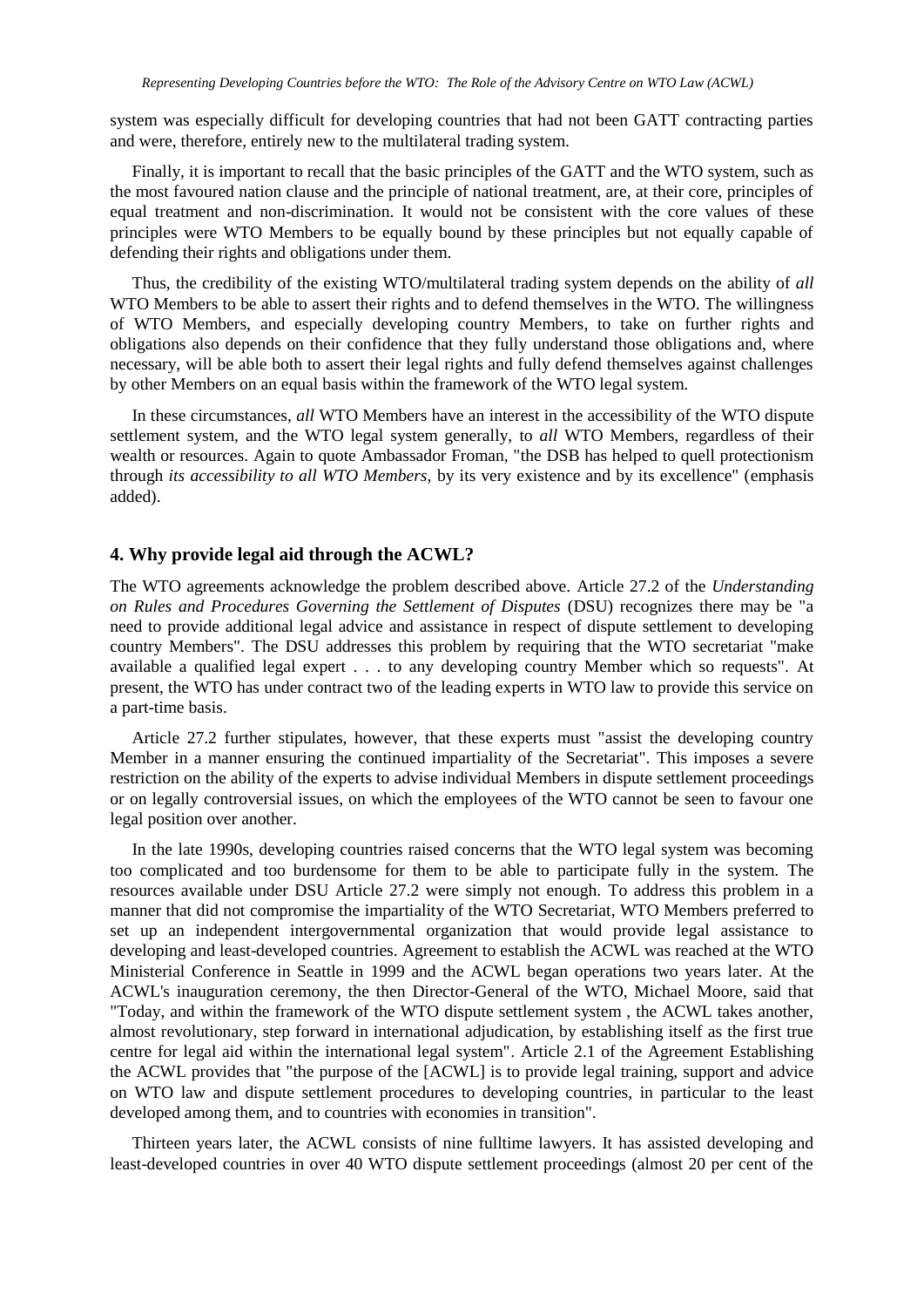system was especially difficult for developing countries that had not been GATT contracting parties and were, therefore, entirely new to the multilateral trading system.

Finally, it is important to recall that the basic principles of the GATT and the WTO system, such as the most favoured nation clause and the principle of national treatment, are, at their core, principles of equal treatment and non-discrimination. It would not be consistent with the core values of these principles were WTO Members to be equally bound by these principles but not equally capable of defending their rights and obligations under them.

Thus, the credibility of the existing WTO/multilateral trading system depends on the ability of *all* WTO Members to be able to assert their rights and to defend themselves in the WTO. The willingness of WTO Members, and especially developing country Members, to take on further rights and obligations also depends on their confidence that they fully understand those obligations and, where necessary, will be able both to assert their legal rights and fully defend themselves against challenges by other Members on an equal basis within the framework of the WTO legal system.

In these circumstances, *all* WTO Members have an interest in the accessibility of the WTO dispute settlement system, and the WTO legal system generally, to *all* WTO Members, regardless of their wealth or resources. Again to quote Ambassador Froman, "the DSB has helped to quell protectionism through *its accessibility to all WTO Members,* by its very existence and by its excellence" (emphasis added).

## 4. Why provide legal aid through the ACWL?

The WTO agreements acknowledge the problem described above. Article 27.2 of the *Understanding on Rules and Procedures Governing the Settlement of Disputes* (DSU) recognizes there may be "a need to provide additional legal advice and assistance in respect of dispute settlement to developing country Members". The DSU addresses this problem by requiring that the WTO secretariat "make available a qualified legal expert . . . to any developing country Member which so requests". At present, the WTO has under contract two of the leading experts in WTO law to provide this service on a part-time basis.

Article 27.2 further stipulates, however, that these experts must "assist the developing country Member in a manner ensuring the continued impartiality of the Secretariat". This imposes a severe restriction on the ability of the experts to advise individual Members in dispute settlement proceedings or on legally controversial issues, on which the employees of the WTO cannot be seen to favour one legal position over another.

In the late 1990s, developing countries raised concerns that the WTO legal system was becoming too complicated and too burdensome for them to be able to participate fully in the system. The resources available under DSU Article 27.2 were simply not enough. To address this problem in a manner that did not compromise the impartiality of the WTO Secretariat, WTO Members preferred to set up an independent intergovernmental organization that would provide legal assistance to developing and least-developed countries. Agreement to establish the ACWL was reached at the WTO Ministerial Conference in Seattle in 1999 and the ACWL began operations two years later. At the ACWL's inauguration ceremony, the then Director-General of the WTO, Michael Moore, said that "Today, and within the framework of the WTO dispute settlement system , the ACWL takes another, almost revolutionary, step forward in international adjudication, by establishing itself as the first true centre for legal aid within the international legal system". Article 2.1 of the Agreement Establishing the ACWL provides that "the purpose of the [ACWL] is to provide legal training, support and advice on WTO law and dispute settlement procedures to developing countries, in particular to the least developed among them, and to countries with economies in transition".

Thirteen years later, the ACWL consists of nine fulltime lawyers. It has assisted developing and least-developed countries in over 40 WTO dispute settlement proceedings (almost 20 per cent of the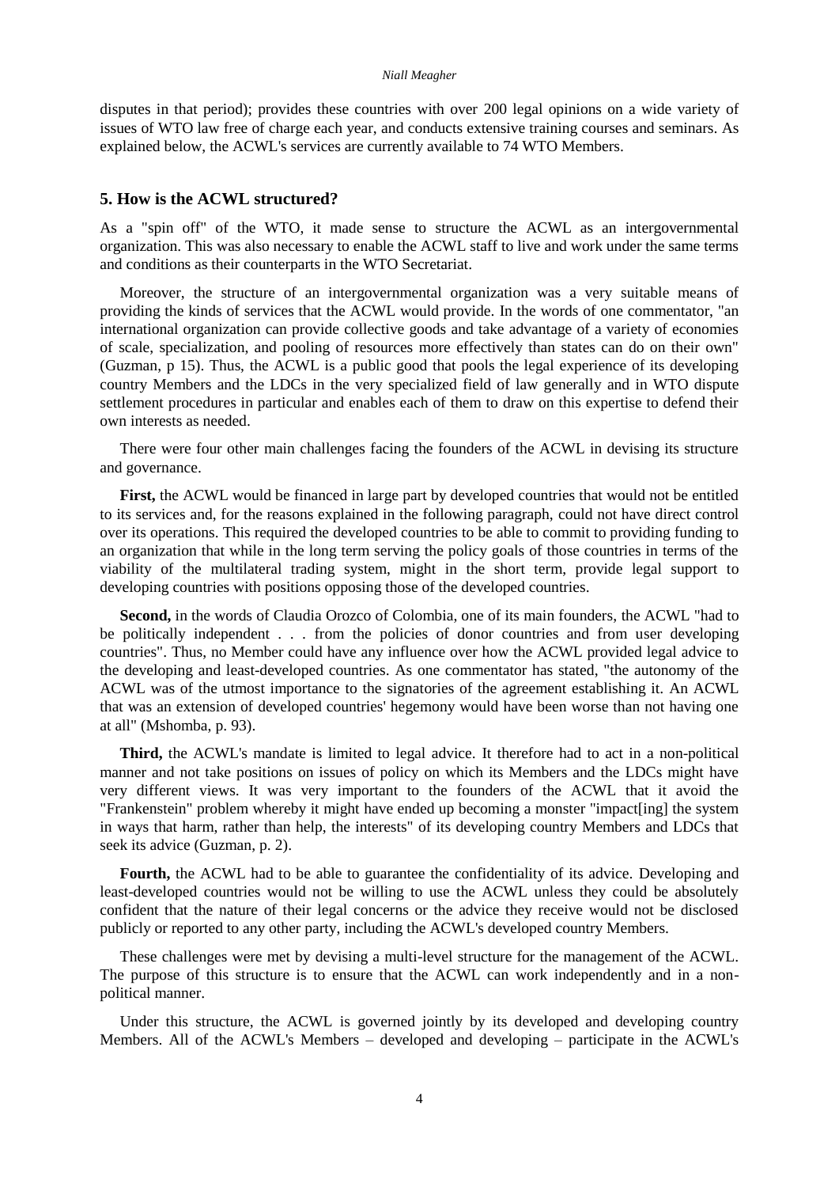disputes in that period); provides these countries with over 200 legal opinions on a wide variety of issues of WTO law free of charge each year, and conducts extensive training courses and seminars. As explained below, the ACWL's services are currently available to 74 WTO Members.

## 5. How is the ACWL structured?

As a "spin off" of the WTO, it made sense to structure the ACWL as an intergovernmental organization. This was also necessary to enable the ACWL staff to live and work under the same terms and conditions as their counterparts in the WTO Secretariat.

Moreover, the structure of an intergovernmental organization was a very suitable means of providing the kinds of services that the ACWL would provide. In the words of one commentator, "an international organization can provide collective goods and take advantage of a variety of economies of scale, specialization, and pooling of resources more effectively than states can do on their own" (Guzman, p 15). Thus, the ACWL is a public good that pools the legal experience of its developing country Members and the LDCs in the very specialized field of law generally and in WTO dispute settlement procedures in particular and enables each of them to draw on this expertise to defend their own interests as needed.

There were four other main challenges facing the founders of the ACWL in devising its structure and governance.

**First,** the ACWL would be financed in large part by developed countries that would not be entitled to its services and, for the reasons explained in the following paragraph, could not have direct control over its operations. This required the developed countries to be able to commit to providing funding to an organization that while in the long term serving the policy goals of those countries in terms of the viability of the multilateral trading system, might in the short term, provide legal support to developing countries with positions opposing those of the developed countries.

**Second,** in the words of Claudia Orozco of Colombia, one of its main founders, the ACWL "had to be politically independent . . . from the policies of donor countries and from user developing countries". Thus, no Member could have any influence over how the ACWL provided legal advice to the developing and least-developed countries. As one commentator has stated, "the autonomy of the ACWL was of the utmost importance to the signatories of the agreement establishing it. An ACWL that was an extension of developed countries' hegemony would have been worse than not having one at all" (Mshomba, p. 93).

**Third,** the ACWL's mandate is limited to legal advice. It therefore had to act in a non-political manner and not take positions on issues of policy on which its Members and the LDCs might have very different views. It was very important to the founders of the ACWL that it avoid the "Frankenstein" problem whereby it might have ended up becoming a monster "impact[ing] the system in ways that harm, rather than help, the interests" of its developing country Members and LDCs that seek its advice (Guzman, p. 2).

**Fourth,** the ACWL had to be able to guarantee the confidentiality of its advice. Developing and least-developed countries would not be willing to use the ACWL unless they could be absolutely confident that the nature of their legal concerns or the advice they receive would not be disclosed publicly or reported to any other party, including the ACWL's developed country Members.

These challenges were met by devising a multi-level structure for the management of the ACWL. The purpose of this structure is to ensure that the ACWL can work independently and in a non-political manner.

Under this structure, the ACWL is governed jointly by its developed and developing country Members. All of the ACWL's Members – developed and developing – participate in the ACWL's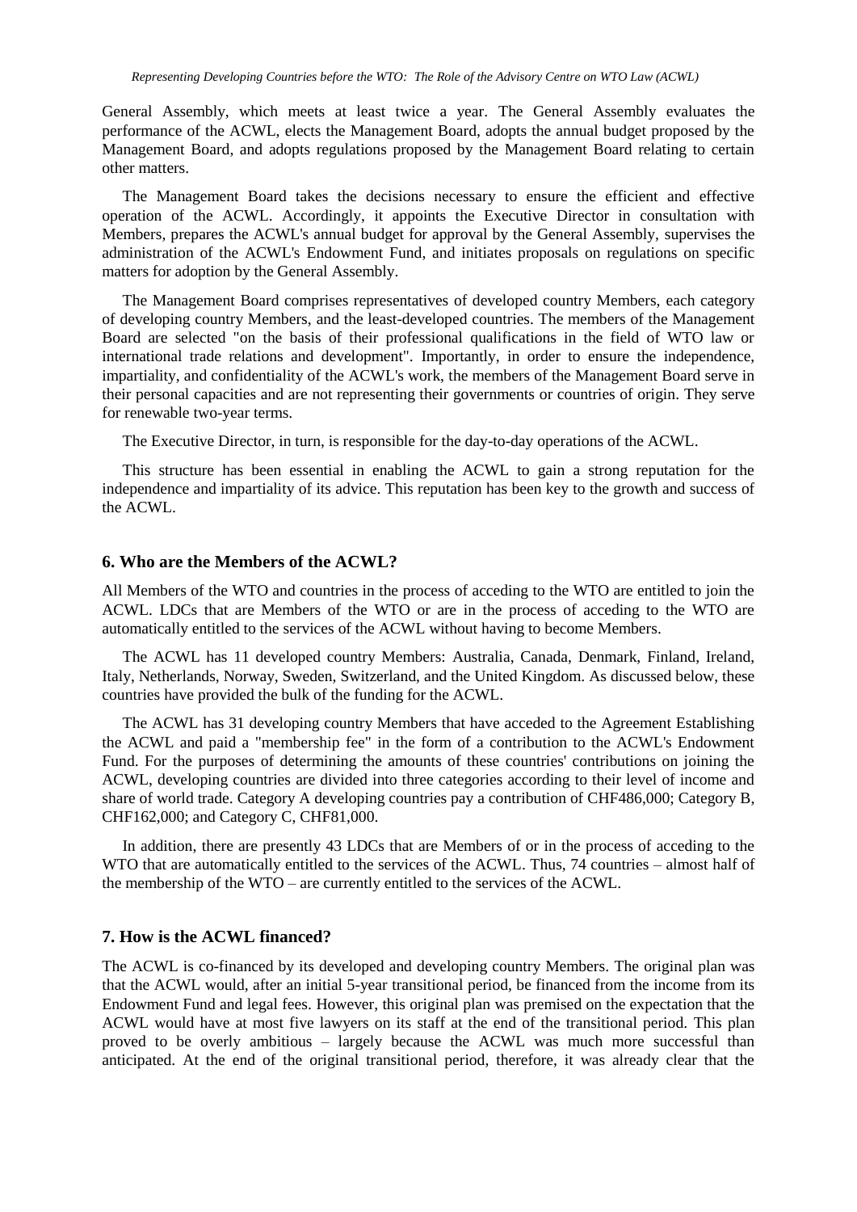General Assembly, which meets at least twice a year. The General Assembly evaluates the performance of the ACWL, elects the Management Board, adopts the annual budget proposed by the Management Board, and adopts regulations proposed by the Management Board relating to certain other matters.

The Management Board takes the decisions necessary to ensure the efficient and effective operation of the ACWL. Accordingly, it appoints the Executive Director in consultation with Members, prepares the ACWL's annual budget for approval by the General Assembly, supervises the administration of the ACWL's Endowment Fund, and initiates proposals on regulations on specific matters for adoption by the General Assembly.

The Management Board comprises representatives of developed country Members, each category of developing country Members, and the least-developed countries. The members of the Management Board are selected "on the basis of their professional qualifications in the field of WTO law or international trade relations and development". Importantly, in order to ensure the independence, impartiality, and confidentiality of the ACWL's work, the members of the Management Board serve in their personal capacities and are not representing their governments or countries of origin. They serve for renewable two-year terms.

The Executive Director, in turn, is responsible for the day-to-day operations of the ACWL.

This structure has been essential in enabling the ACWL to gain a strong reputation for the independence and impartiality of its advice. This reputation has been key to the growth and success of the ACWL.

## 6. Who are the Members of the ACWL?

All Members of the WTO and countries in the process of acceding to the WTO are entitled to join the ACWL. LDCs that are Members of the WTO or are in the process of acceding to the WTO are automatically entitled to the services of the ACWL without having to become Members.

The ACWL has 11 developed country Members: Australia, Canada, Denmark, Finland, Ireland, Italy, Netherlands, Norway, Sweden, Switzerland, and the United Kingdom. As discussed below, these countries have provided the bulk of the funding for the ACWL.

The ACWL has 31 developing country Members that have acceded to the Agreement Establishing the ACWL and paid a "membership fee" in the form of a contribution to the ACWL's Endowment Fund. For the purposes of determining the amounts of these countries' contributions on joining the ACWL, developing countries are divided into three categories according to their level of income and share of world trade. Category A developing countries pay a contribution of CHF486,000; Category B, CHF162,000; and Category C, CHF81,000.

In addition, there are presently 43 LDCs that are Members of or in the process of acceding to the WTO that are automatically entitled to the services of the ACWL. Thus, 74 countries – almost half of the membership of the WTO – are currently entitled to the services of the ACWL.

## 7. How is the ACWL financed?

The ACWL is co-financed by its developed and developing country Members. The original plan was that the ACWL would, after an initial 5-year transitional period, be financed from the income from its Endowment Fund and legal fees. However, this original plan was premised on the expectation that the ACWL would have at most five lawyers on its staff at the end of the transitional period. This plan proved to be overly ambitious – largely because the ACWL was much more successful than anticipated. At the end of the original transitional period, therefore, it was already clear that the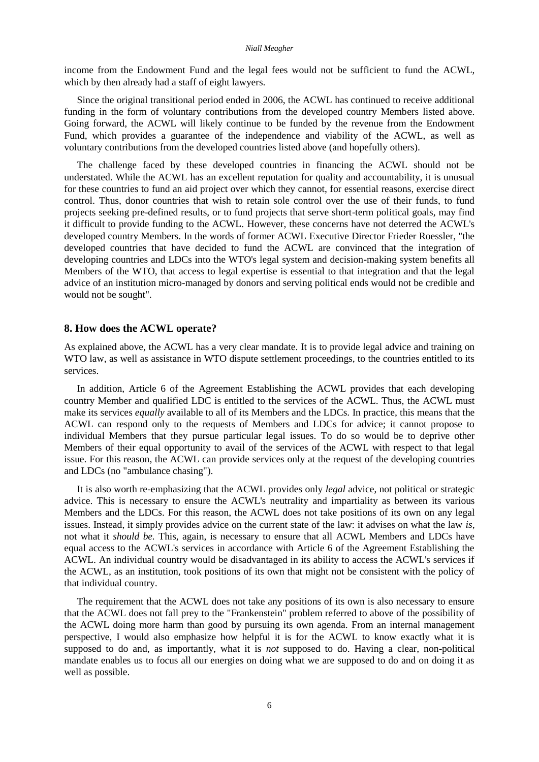income from the Endowment Fund and the legal fees would not be sufficient to fund the ACWL, which by then already had a staff of eight lawyers.

Since the original transitional period ended in 2006, the ACWL has continued to receive additional funding in the form of voluntary contributions from the developed country Members listed above. Going forward, the ACWL will likely continue to be funded by the revenue from the Endowment Fund, which provides a guarantee of the independence and viability of the ACWL, as well as voluntary contributions from the developed countries listed above (and hopefully others).

The challenge faced by these developed countries in financing the ACWL should not be understated. While the ACWL has an excellent reputation for quality and accountability, it is unusual for these countries to fund an aid project over which they cannot, for essential reasons, exercise direct control. Thus, donor countries that wish to retain sole control over the use of their funds, to fund projects seeking pre-defined results, or to fund projects that serve short-term political goals, may find it difficult to provide funding to the ACWL. However, these concerns have not deterred the ACWL's developed country Members. In the words of former ACWL Executive Director Frieder Roessler, "the developed countries that have decided to fund the ACWL are convinced that the integration of developing countries and LDCs into the WTO's legal system and decision-making system benefits all Members of the WTO, that access to legal expertise is essential to that integration and that the legal advice of an institution micro-managed by donors and serving political ends would not be credible and would not be sought".

## 8. How does the ACWL operate?

As explained above, the ACWL has a very clear mandate. It is to provide legal advice and training on WTO law, as well as assistance in WTO dispute settlement proceedings, to the countries entitled to its services.

In addition, Article 6 of the Agreement Establishing the ACWL provides that each developing country Member and qualified LDC is entitled to the services of the ACWL. Thus, the ACWL must make its services *equally* available to all of its Members and the LDCs. In practice, this means that the ACWL can respond only to the requests of Members and LDCs for advice; it cannot propose to individual Members that they pursue particular legal issues. To do so would be to deprive other Members of their equal opportunity to avail of the services of the ACWL with respect to that legal issue. For this reason, the ACWL can provide services only at the request of the developing countries and LDCs (no "ambulance chasing").

It is also worth re-emphasizing that the ACWL provides only *legal* advice, not political or strategic advice. This is necessary to ensure the ACWL's neutrality and impartiality as between its various Members and the LDCs. For this reason, the ACWL does not take positions of its own on any legal issues. Instead, it simply provides advice on the current state of the law: it advises on what the law *is*, not what it *should be.* This, again, is necessary to ensure that all ACWL Members and LDCs have equal access to the ACWL's services in accordance with Article 6 of the Agreement Establishing the ACWL. An individual country would be disadvantaged in its ability to access the ACWL's services if the ACWL, as an institution, took positions of its own that might not be consistent with the policy of that individual country.

The requirement that the ACWL does not take any positions of its own is also necessary to ensure that the ACWL does not fall prey to the "Frankenstein" problem referred to above of the possibility of the ACWL doing more harm than good by pursuing its own agenda. From an internal management perspective, I would also emphasize how helpful it is for the ACWL to know exactly what it is supposed to do and, as importantly, what it is *not* supposed to do. Having a clear, non-political mandate enables us to focus all our energies on doing what we are supposed to do and on doing it as well as possible.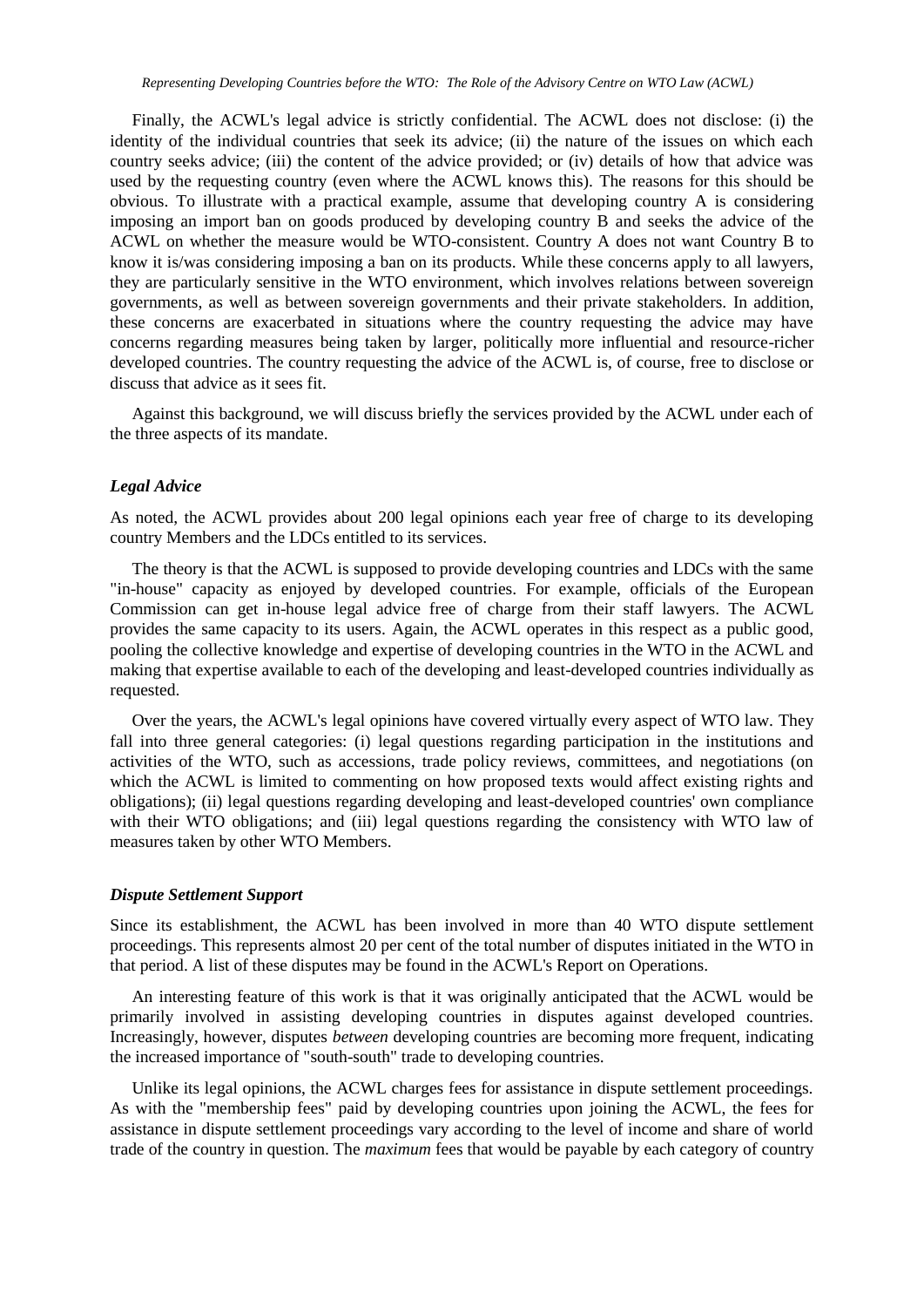Finally, the ACWL's legal advice is strictly confidential. The ACWL does not disclose: (i) the identity of the individual countries that seek its advice; (ii) the nature of the issues on which each country seeks advice; (iii) the content of the advice provided; or (iv) details of how that advice was used by the requesting country (even where the ACWL knows this). The reasons for this should be obvious. To illustrate with a practical example, assume that developing country A is considering imposing an import ban on goods produced by developing country B and seeks the advice of the ACWL on whether the measure would be WTO-consistent. Country A does not want Country B to know it is/was considering imposing a ban on its products. While these concerns apply to all lawyers, they are particularly sensitive in the WTO environment, which involves relations between sovereign governments, as well as between sovereign governments and their private stakeholders. In addition, these concerns are exacerbated in situations where the country requesting the advice may have concerns regarding measures being taken by larger, politically more influential and resource-richer developed countries. The country requesting the advice of the ACWL is, of course, free to disclose or discuss that advice as it sees fit.

Against this background, we will discuss briefly the services provided by the ACWL under each of the three aspects of its mandate.

### *Legal Advice*

As noted, the ACWL provides about 200 legal opinions each year free of charge to its developing country Members and the LDCs entitled to its services.

The theory is that the ACWL is supposed to provide developing countries and LDCs with the same "in-house" capacity as enjoyed by developed countries. For example, officials of the European Commission can get in-house legal advice free of charge from their staff lawyers. The ACWL provides the same capacity to its users. Again, the ACWL operates in this respect as a public good, pooling the collective knowledge and expertise of developing countries in the WTO in the ACWL and making that expertise available to each of the developing and least-developed countries individually as requested.

Over the years, the ACWL's legal opinions have covered virtually every aspect of WTO law. They fall into three general categories: (i) legal questions regarding participation in the institutions and activities of the WTO, such as accessions, trade policy reviews, committees, and negotiations (on which the ACWL is limited to commenting on how proposed texts would affect existing rights and obligations); (ii) legal questions regarding developing and least-developed countries' own compliance with their WTO obligations; and (iii) legal questions regarding the consistency with WTO law of measures taken by other WTO Members.

### *Dispute Settlement Support*

Since its establishment, the ACWL has been involved in more than 40 WTO dispute settlement proceedings. This represents almost 20 per cent of the total number of disputes initiated in the WTO in that period. A list of these disputes may be found in the ACWL's Report on Operations.

An interesting feature of this work is that it was originally anticipated that the ACWL would be primarily involved in assisting developing countries in disputes against developed countries. Increasingly, however, disputes *between* developing countries are becoming more frequent, indicating the increased importance of "south-south" trade to developing countries.

Unlike its legal opinions, the ACWL charges fees for assistance in dispute settlement proceedings. As with the "membership fees" paid by developing countries upon joining the ACWL, the fees for assistance in dispute settlement proceedings vary according to the level of income and share of world trade of the country in question. The *maximum* fees that would be payable by each category of country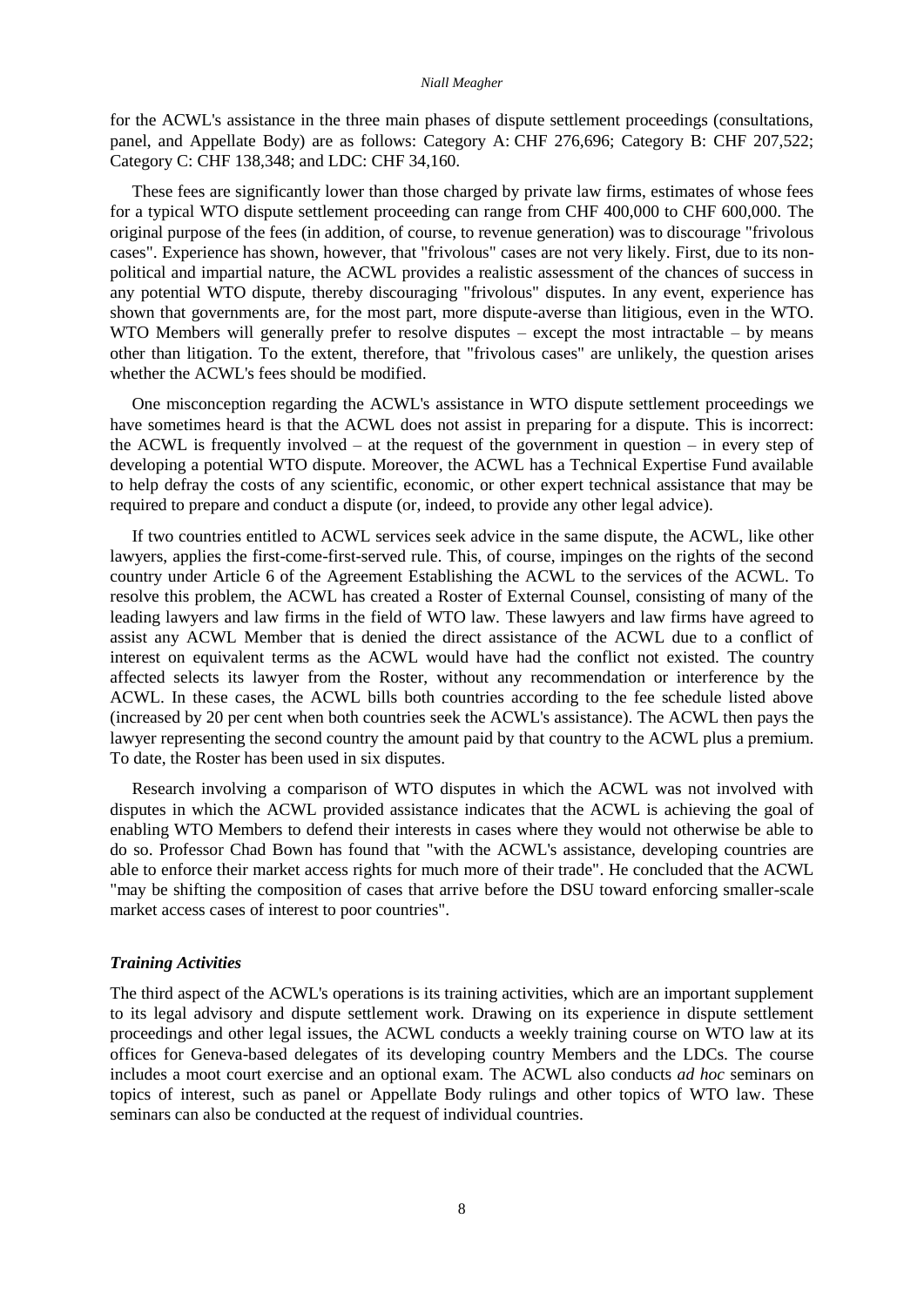for the ACWL's assistance in the three main phases of dispute settlement proceedings (consultations, panel, and Appellate Body) are as follows: Category A: CHF 276,696; Category B: CHF 207,522; Category C: CHF 138,348; and LDC: CHF 34,160.

These fees are significantly lower than those charged by private law firms, estimates of whose fees for a typical WTO dispute settlement proceeding can range from CHF 400,000 to CHF 600,000. The original purpose of the fees (in addition, of course, to revenue generation) was to discourage "frivolous cases". Experience has shown, however, that "frivolous" cases are not very likely. First, due to its non-political and impartial nature, the ACWL provides a realistic assessment of the chances of success in any potential WTO dispute, thereby discouraging "frivolous" disputes. In any event, experience has shown that governments are, for the most part, more dispute-averse than litigious, even in the WTO. WTO Members will generally prefer to resolve disputes – except the most intractable – by means other than litigation. To the extent, therefore, that "frivolous cases" are unlikely, the question arises whether the ACWL's fees should be modified.

One misconception regarding the ACWL's assistance in WTO dispute settlement proceedings we have sometimes heard is that the ACWL does not assist in preparing for a dispute. This is incorrect: the ACWL is frequently involved – at the request of the government in question – in every step of developing a potential WTO dispute. Moreover, the ACWL has a Technical Expertise Fund available to help defray the costs of any scientific, economic, or other expert technical assistance that may be required to prepare and conduct a dispute (or, indeed, to provide any other legal advice).

If two countries entitled to ACWL services seek advice in the same dispute, the ACWL, like other lawyers, applies the first-come-first-served rule. This, of course, impinges on the rights of the second country under Article 6 of the Agreement Establishing the ACWL to the services of the ACWL. To resolve this problem, the ACWL has created a Roster of External Counsel, consisting of many of the leading lawyers and law firms in the field of WTO law. These lawyers and law firms have agreed to assist any ACWL Member that is denied the direct assistance of the ACWL due to a conflict of interest on equivalent terms as the ACWL would have had the conflict not existed. The country affected selects its lawyer from the Roster, without any recommendation or interference by the ACWL. In these cases, the ACWL bills both countries according to the fee schedule listed above (increased by 20 per cent when both countries seek the ACWL's assistance). The ACWL then pays the lawyer representing the second country the amount paid by that country to the ACWL plus a premium. To date, the Roster has been used in six disputes.

Research involving a comparison of WTO disputes in which the ACWL was not involved with disputes in which the ACWL provided assistance indicates that the ACWL is achieving the goal of enabling WTO Members to defend their interests in cases where they would not otherwise be able to do so. Professor Chad Bown has found that "with the ACWL's assistance, developing countries are able to enforce their market access rights for much more of their trade". He concluded that the ACWL "may be shifting the composition of cases that arrive before the DSU toward enforcing smaller-scale market access cases of interest to poor countries".

### *Training Activities*

The third aspect of the ACWL's operations is its training activities, which are an important supplement to its legal advisory and dispute settlement work. Drawing on its experience in dispute settlement proceedings and other legal issues, the ACWL conducts a weekly training course on WTO law at its offices for Geneva-based delegates of its developing country Members and the LDCs. The course includes a moot court exercise and an optional exam. The ACWL also conducts *ad hoc* seminars on topics of interest, such as panel or Appellate Body rulings and other topics of WTO law. These seminars can also be conducted at the request of individual countries.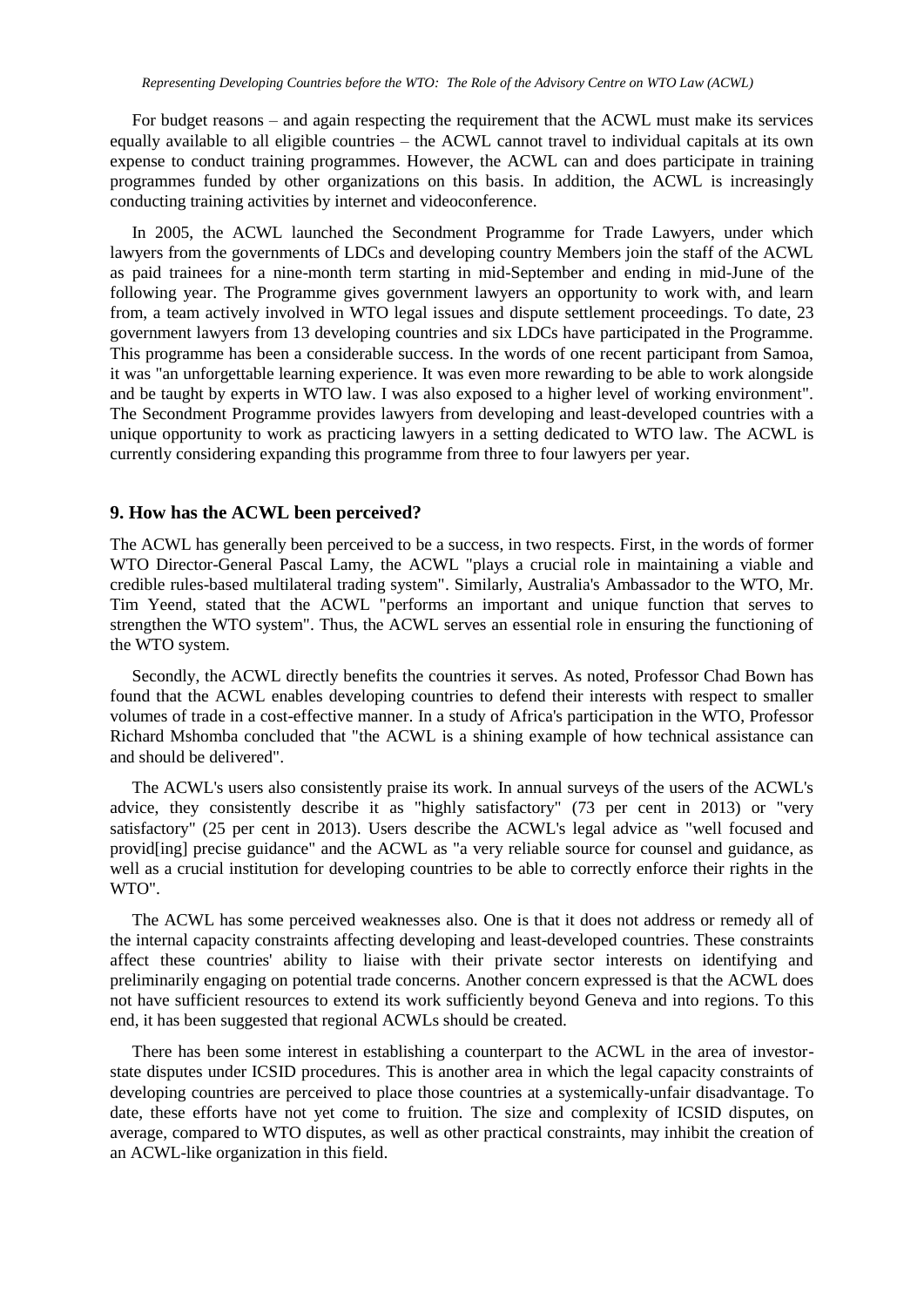For budget reasons – and again respecting the requirement that the ACWL must make its services equally available to all eligible countries – the ACWL cannot travel to individual capitals at its own expense to conduct training programmes. However, the ACWL can and does participate in training programmes funded by other organizations on this basis. In addition, the ACWL is increasingly conducting training activities by internet and videoconference.

In 2005, the ACWL launched the Secondment Programme for Trade Lawyers, under which lawyers from the governments of LDCs and developing country Members join the staff of the ACWL as paid trainees for a nine-month term starting in mid-September and ending in mid-June of the following year. The Programme gives government lawyers an opportunity to work with, and learn from, a team actively involved in WTO legal issues and dispute settlement proceedings. To date, 23 government lawyers from 13 developing countries and six LDCs have participated in the Programme. This programme has been a considerable success. In the words of one recent participant from Samoa, it was "an unforgettable learning experience. It was even more rewarding to be able to work alongside and be taught by experts in WTO law. I was also exposed to a higher level of working environment". The Secondment Programme provides lawyers from developing and least-developed countries with a unique opportunity to work as practicing lawyers in a setting dedicated to WTO law. The ACWL is currently considering expanding this programme from three to four lawyers per year.

### 9. How has the ACWL been perceived?

The ACWL has generally been perceived to be a success, in two respects. First, in the words of former WTO Director-General Pascal Lamy, the ACWL "plays a crucial role in maintaining a viable and credible rules-based multilateral trading system". Similarly, Australia's Ambassador to the WTO, Mr. Tim Yeend, stated that the ACWL "performs an important and unique function that serves to strengthen the WTO system". Thus, the ACWL serves an essential role in ensuring the functioning of the WTO system.

Secondly, the ACWL directly benefits the countries it serves. As noted, Professor Chad Bown has found that the ACWL enables developing countries to defend their interests with respect to smaller volumes of trade in a cost-effective manner. In a study of Africa's participation in the WTO, Professor Richard Mshomba concluded that "the ACWL is a shining example of how technical assistance can and should be delivered".

The ACWL's users also consistently praise its work. In annual surveys of the users of the ACWL's advice, they consistently describe it as "highly satisfactory" (73 per cent in 2013) or "very satisfactory" (25 per cent in 2013). Users describe the ACWL's legal advice as "well focused and provid[ing] precise guidance" and the ACWL as "a very reliable source for counsel and guidance, as well as a crucial institution for developing countries to be able to correctly enforce their rights in the WTO".

The ACWL has some perceived weaknesses also. One is that it does not address or remedy all of the internal capacity constraints affecting developing and least-developed countries. These constraints affect these countries' ability to liaise with their private sector interests on identifying and preliminarily engaging on potential trade concerns. Another concern expressed is that the ACWL does not have sufficient resources to extend its work sufficiently beyond Geneva and into regions. To this end, it has been suggested that regional ACWLs should be created.

There has been some interest in establishing a counterpart to the ACWL in the area of investor-state disputes under ICSID procedures. This is another area in which the legal capacity constraints of developing countries are perceived to place those countries at a systemically-unfair disadvantage. To date, these efforts have not yet come to fruition. The size and complexity of ICSID disputes, on average, compared to WTO disputes, as well as other practical constraints, may inhibit the creation of an ACWL-like organization in this field.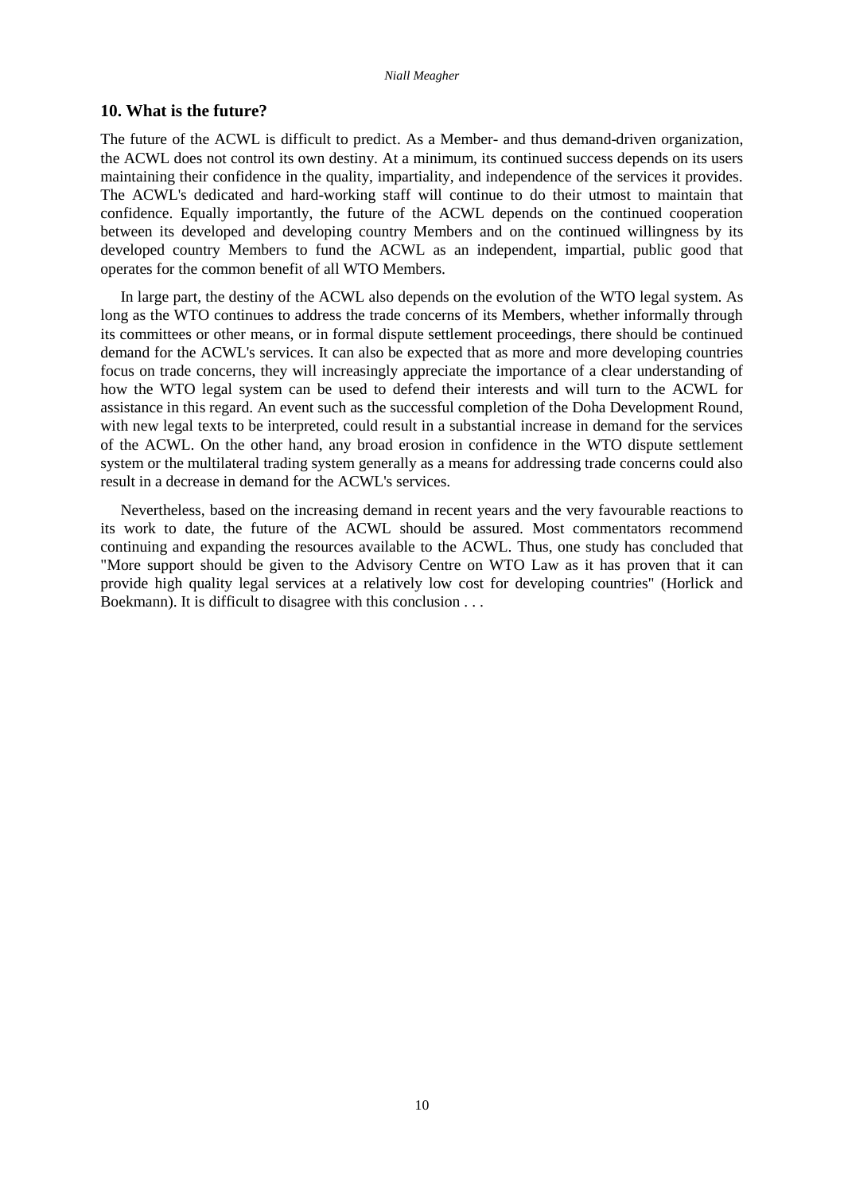## 10. What is the future?

The future of the ACWL is difficult to predict. As a Member- and thus demand-driven organization, the ACWL does not control its own destiny. At a minimum, its continued success depends on its users maintaining their confidence in the quality, impartiality, and independence of the services it provides. The ACWL's dedicated and hard-working staff will continue to do their utmost to maintain that confidence. Equally importantly, the future of the ACWL depends on the continued cooperation between its developed and developing country Members and on the continued willingness by its developed country Members to fund the ACWL as an independent, impartial, public good that operates for the common benefit of all WTO Members.

In large part, the destiny of the ACWL also depends on the evolution of the WTO legal system. As long as the WTO continues to address the trade concerns of its Members, whether informally through its committees or other means, or in formal dispute settlement proceedings, there should be continued demand for the ACWL's services. It can also be expected that as more and more developing countries focus on trade concerns, they will increasingly appreciate the importance of a clear understanding of how the WTO legal system can be used to defend their interests and will turn to the ACWL for assistance in this regard. An event such as the successful completion of the Doha Development Round, with new legal texts to be interpreted, could result in a substantial increase in demand for the services of the ACWL. On the other hand, any broad erosion in confidence in the WTO dispute settlement system or the multilateral trading system generally as a means for addressing trade concerns could also result in a decrease in demand for the ACWL's services.

Nevertheless, based on the increasing demand in recent years and the very favourable reactions to its work to date, the future of the ACWL should be assured. Most commentators recommend continuing and expanding the resources available to the ACWL. Thus, one study has concluded that "More support should be given to the Advisory Centre on WTO Law as it has proven that it can provide high quality legal services at a relatively low cost for developing countries" (Horlick and Boekmann). It is difficult to disagree with this conclusion . . .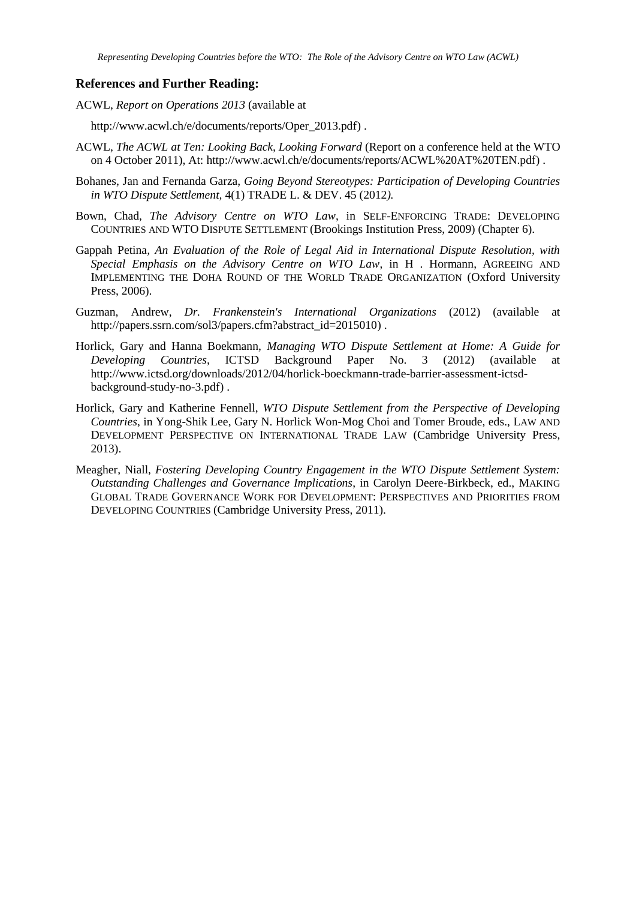**References and Further Reading:**

ACWL, *Report on Operations 2013* (available at http://www.acwl.ch/e/documents/reports/Oper_2013.pdf) .

ACWL, *The ACWL at Ten: Looking Back, Looking Forward* (Report on a conference held at the WTO on 4 October 2011), At: http://www.acwl.ch/e/documents/reports/ACWL%20AT%20TEN.pdf) .

Bohanes, Jan and Fernanda Garza, *Going Beyond Stereotypes: Participation of Developing Countries in WTO Dispute Settlement,* 4(1) TRADE L. & DEV. 45 (2012*).*

Bown, Chad, *The Advisory Centre on WTO Law*, in SELF-ENFORCING TRADE: DEVELOPING COUNTRIES AND WTO DISPUTE SETTLEMENT (Brookings Institution Press, 2009) (Chapter 6).

Gappah Petina, *An Evaluation of the Role of Legal Aid in International Dispute Resolution, with Special Emphasis on the Advisory Centre on WTO Law*, in H . Hormann, AGREEING AND IMPLEMENTING THE DOHA ROUND OF THE WORLD TRADE ORGANIZATION (Oxford University Press, 2006).

Guzman, Andrew, *Dr. Frankenstein's International Organizations* (2012) (available at http://papers.ssrn.com/sol3/papers.cfm?abstract_id=2015010) .

Horlick, Gary and Hanna Boekmann, *Managing WTO Dispute Settlement at Home: A Guide for Developing Countries*, ICTSD Background Paper No. 3 (2012) (available at http://www.ictsd.org/downloads/2012/04/horlick-boeckmann-trade-barrier-assessment-ictsd-background-study-no-3.pdf) .

Horlick, Gary and Katherine Fennell, *WTO Dispute Settlement from the Perspective of Developing Countries*, in Yong-Shik Lee, Gary N. Horlick Won-Mog Choi and Tomer Broude, eds., LAW AND DEVELOPMENT PERSPECTIVE ON INTERNATIONAL TRADE LAW (Cambridge University Press, 2013).

Meagher, Niall, *Fostering Developing Country Engagement in the WTO Dispute Settlement System: Outstanding Challenges and Governance Implications*, in Carolyn Deere-Birkbeck, ed., MAKING GLOBAL TRADE GOVERNANCE WORK FOR DEVELOPMENT: PERSPECTIVES AND PRIORITIES FROM DEVELOPING COUNTRIES (Cambridge University Press, 2011).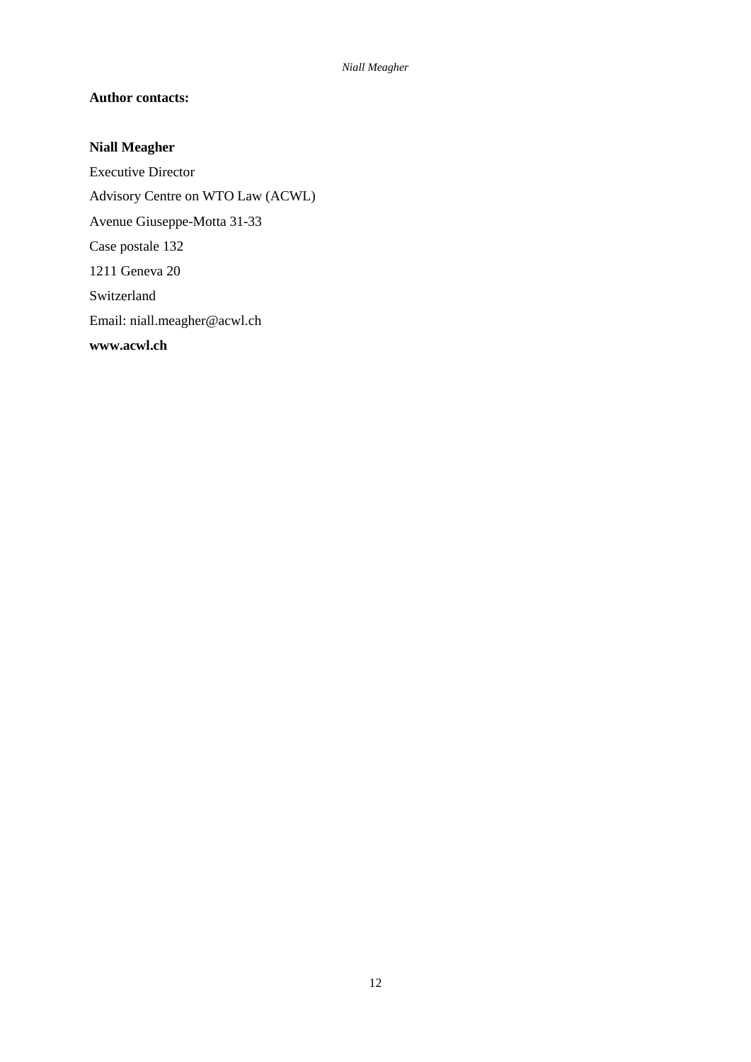**Author contacts:**

**Niall Meagher**

Executive Director

Advisory Centre on WTO Law (ACWL)

Avenue Giuseppe-Motta 31-33

Case postale 132

1211 Geneva 20

Switzerland

Email: niall.meagher@acwl.ch

**www.acwl.ch**